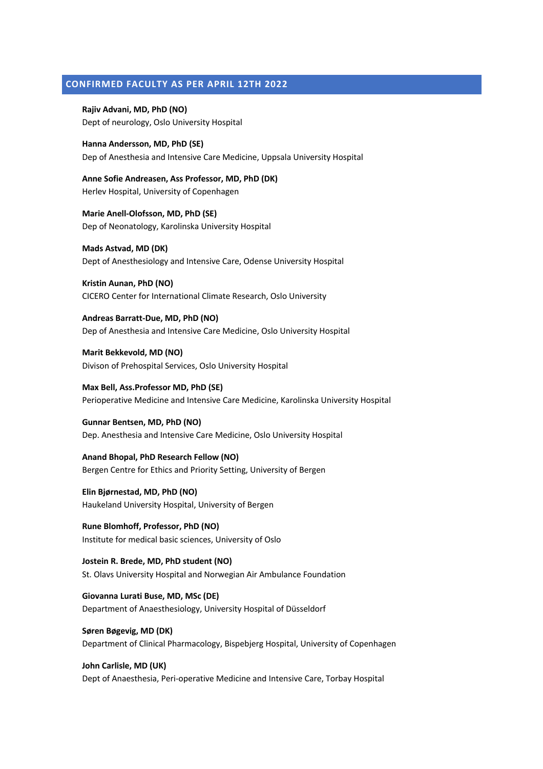## CONFIRMED FACULTY AS PER APRIL 12TH 2022

**Rajiv Advani, MD, PhD (NO)**
Dept of neurology, Oslo University Hospital

**Hanna Andersson, MD, PhD (SE)**
Dep of Anesthesia and Intensive Care Medicine, Uppsala University Hospital

**Anne Sofie Andreasen, Ass Professor, MD, PhD (DK)**
Herlev Hospital, University of Copenhagen

**Marie Anell-Olofsson, MD, PhD (SE)**
Dep of Neonatology, Karolinska University Hospital

**Mads Astvad, MD (DK)**
Dept of Anesthesiology and Intensive Care, Odense University Hospital

**Kristin Aunan, PhD (NO)**
CICERO Center for International Climate Research, Oslo University

**Andreas Barratt-Due, MD, PhD (NO)**
Dep of Anesthesia and Intensive Care Medicine, Oslo University Hospital

**Marit Bekkevold, MD (NO)**
Divison of Prehospital Services, Oslo University Hospital

**Max Bell, Ass.Professor MD, PhD (SE)**
Perioperative Medicine and Intensive Care Medicine, Karolinska University Hospital

**Gunnar Bentsen, MD, PhD (NO)**
Dep. Anesthesia and Intensive Care Medicine, Oslo University Hospital

**Anand Bhopal, PhD Research Fellow (NO)**
Bergen Centre for Ethics and Priority Setting, University of Bergen

**Elin Bjørnestad, MD, PhD (NO)**
Haukeland University Hospital, University of Bergen

**Rune Blomhoff, Professor, PhD (NO)**
Institute for medical basic sciences, University of Oslo

**Jostein R. Brede, MD, PhD student (NO)**
St. Olavs University Hospital and Norwegian Air Ambulance Foundation

**Giovanna Lurati Buse, MD, MSc (DE)**
Department of Anaesthesiology, University Hospital of Düsseldorf

**Søren Bøgevig, MD (DK)**
Department of Clinical Pharmacology, Bispebjerg Hospital, University of Copenhagen

**John Carlisle, MD (UK)**
Dept of Anaesthesia, Peri-operative Medicine and Intensive Care, Torbay Hospital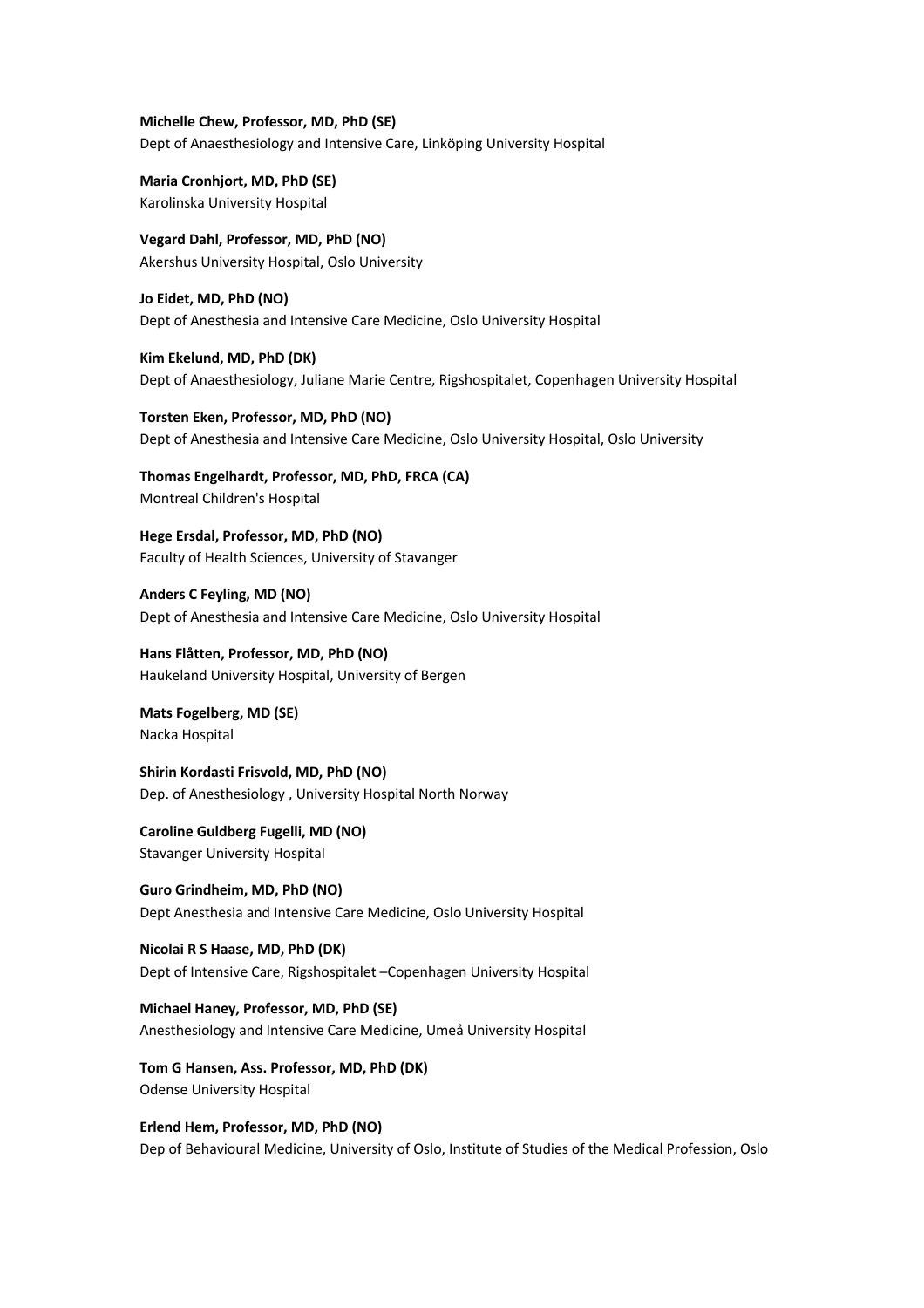**Michelle Chew, Professor, MD, PhD (SE)**
Dept of Anaesthesiology and Intensive Care, Linköping University Hospital

**Maria Cronhjort, MD, PhD (SE)**
Karolinska University Hospital

**Vegard Dahl, Professor, MD, PhD (NO)**
Akershus University Hospital, Oslo University

**Jo Eidet, MD, PhD (NO)**
Dept of Anesthesia and Intensive Care Medicine, Oslo University Hospital

**Kim Ekelund, MD, PhD (DK)**
Dept of Anaesthesiology, Juliane Marie Centre, Rigshospitalet, Copenhagen University Hospital

**Torsten Eken, Professor, MD, PhD (NO)**
Dept of Anesthesia and Intensive Care Medicine, Oslo University Hospital, Oslo University

**Thomas Engelhardt, Professor, MD, PhD, FRCA (CA)**
Montreal Children's Hospital

**Hege Ersdal, Professor, MD, PhD (NO)**
Faculty of Health Sciences, University of Stavanger

**Anders C Feyling, MD (NO)**
Dept of Anesthesia and Intensive Care Medicine, Oslo University Hospital

**Hans Flåtten, Professor, MD, PhD (NO)**
Haukeland University Hospital, University of Bergen

**Mats Fogelberg, MD (SE)**
Nacka Hospital

**Shirin Kordasti Frisvold, MD, PhD (NO)**
Dep. of Anesthesiology , University Hospital North Norway

**Caroline Guldberg Fugelli, MD (NO)**
Stavanger University Hospital

**Guro Grindheim, MD, PhD (NO)**
Dept Anesthesia and Intensive Care Medicine, Oslo University Hospital

**Nicolai R S Haase, MD, PhD (DK)**
Dept of Intensive Care, Rigshospitalet –Copenhagen University Hospital

**Michael Haney, Professor, MD, PhD (SE)**
Anesthesiology and Intensive Care Medicine, Umeå University Hospital

**Tom G Hansen, Ass. Professor, MD, PhD (DK)**
Odense University Hospital

**Erlend Hem, Professor, MD, PhD (NO)**
Dep of Behavioural Medicine, University of Oslo, Institute of Studies of the Medical Profession, Oslo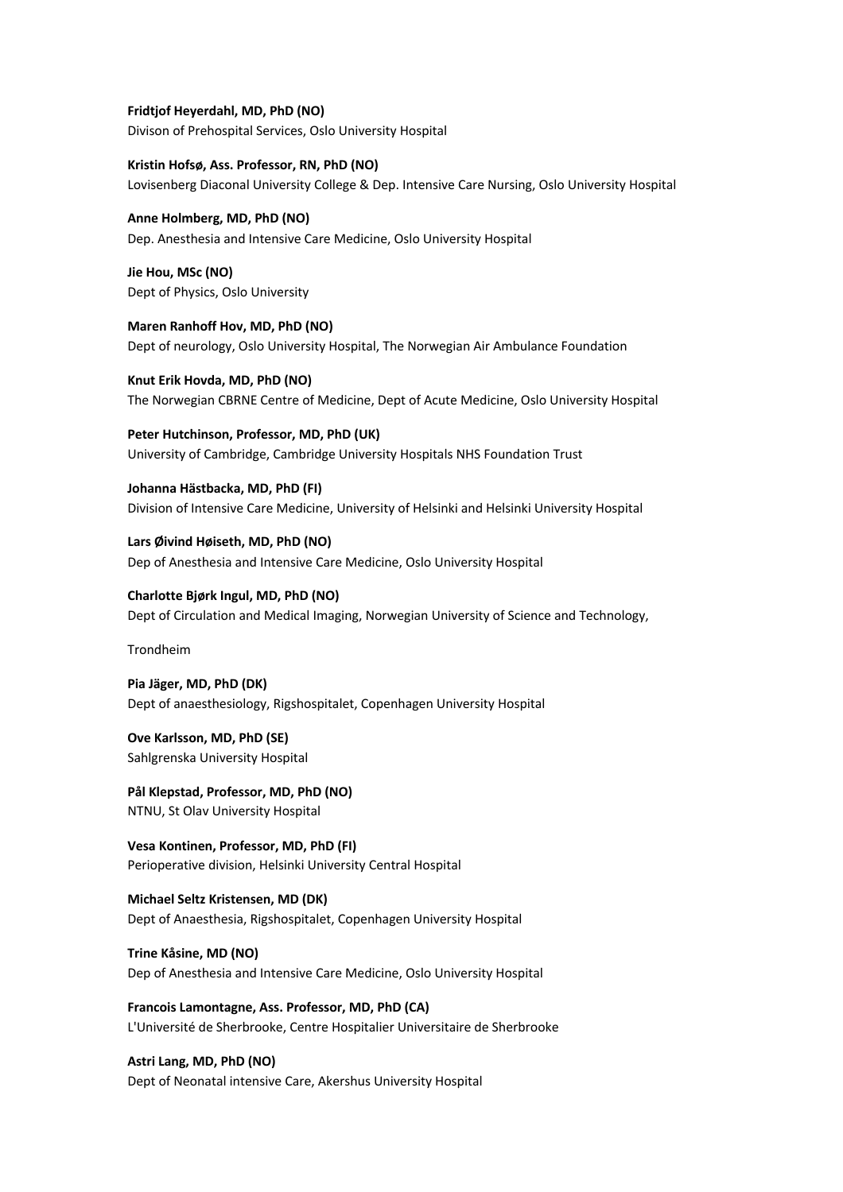**Fridtjof Heyerdahl, MD, PhD (NO)**
Divison of Prehospital Services, Oslo University Hospital

**Kristin Hofsø, Ass. Professor, RN, PhD (NO)**
Lovisenberg Diaconal University College & Dep. Intensive Care Nursing, Oslo University Hospital

**Anne Holmberg, MD, PhD (NO)**
Dep. Anesthesia and Intensive Care Medicine, Oslo University Hospital

**Jie Hou, MSc (NO)**
Dept of Physics, Oslo University

**Maren Ranhoff Hov, MD, PhD (NO)**
Dept of neurology, Oslo University Hospital, The Norwegian Air Ambulance Foundation

**Knut Erik Hovda, MD, PhD (NO)**
The Norwegian CBRNE Centre of Medicine, Dept of Acute Medicine, Oslo University Hospital

**Peter Hutchinson, Professor, MD, PhD (UK)**
University of Cambridge, Cambridge University Hospitals NHS Foundation Trust

**Johanna Hästbacka, MD, PhD (FI)**
Division of Intensive Care Medicine, University of Helsinki and Helsinki University Hospital

**Lars Øivind Høiseth, MD, PhD (NO)**
Dep of Anesthesia and Intensive Care Medicine, Oslo University Hospital

**Charlotte Bjørk Ingul, MD, PhD (NO)**
Dept of Circulation and Medical Imaging, Norwegian University of Science and Technology,

Trondheim

**Pia Jäger, MD, PhD (DK)**
Dept of anaesthesiology, Rigshospitalet, Copenhagen University Hospital

**Ove Karlsson, MD, PhD (SE)**
Sahlgrenska University Hospital

**Pål Klepstad, Professor, MD, PhD (NO)**
NTNU, St Olav University Hospital

**Vesa Kontinen, Professor, MD, PhD (FI)**
Perioperative division, Helsinki University Central Hospital

**Michael Seltz Kristensen, MD (DK)**
Dept of Anaesthesia, Rigshospitalet, Copenhagen University Hospital

**Trine Kåsine, MD (NO)**
Dep of Anesthesia and Intensive Care Medicine, Oslo University Hospital

**Francois Lamontagne, Ass. Professor, MD, PhD (CA)**
L'Université de Sherbrooke, Centre Hospitalier Universitaire de Sherbrooke

**Astri Lang, MD, PhD (NO)**
Dept of Neonatal intensive Care, Akershus University Hospital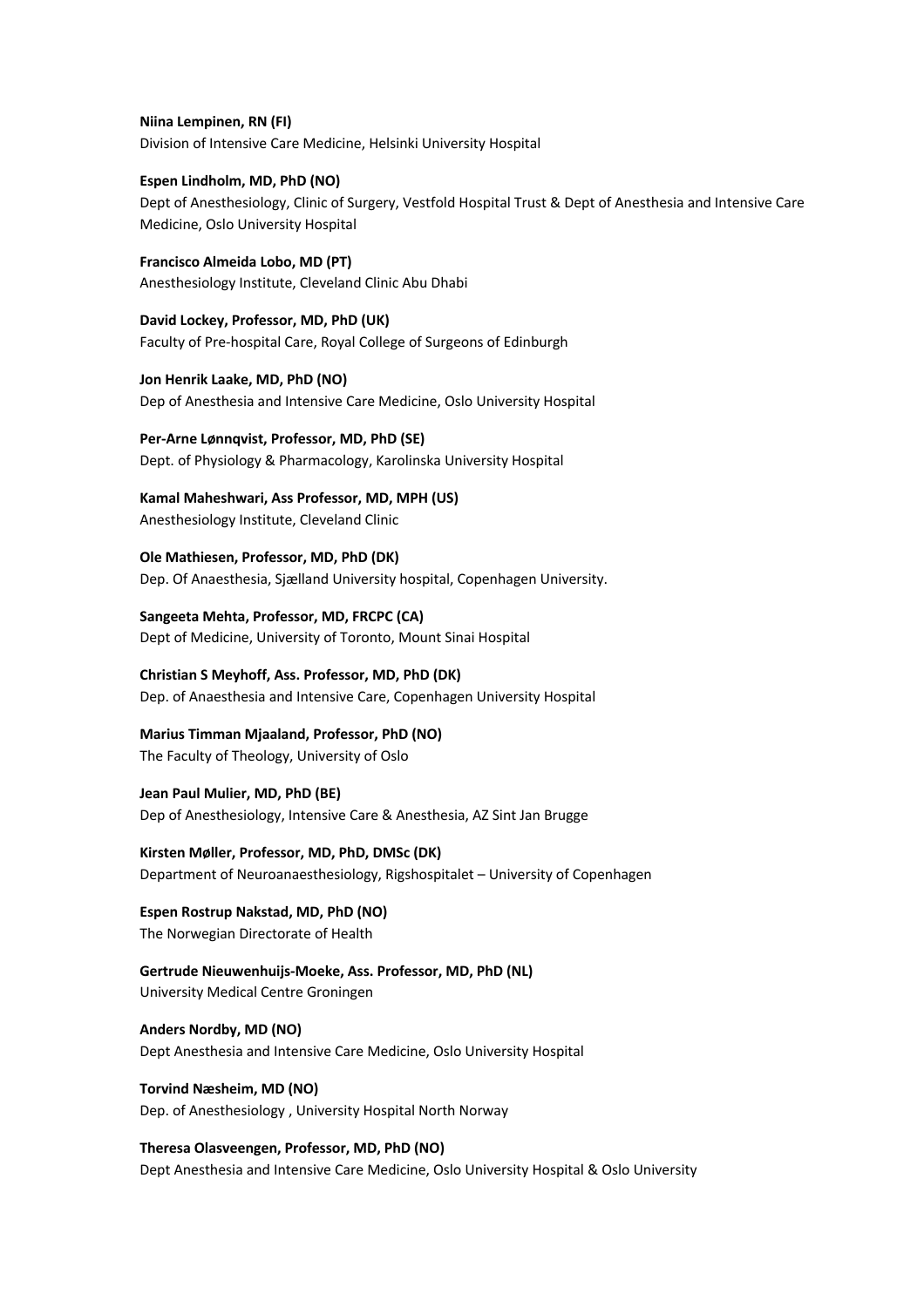**Niina Lempinen, RN (FI)**
Division of Intensive Care Medicine, Helsinki University Hospital

**Espen Lindholm, MD, PhD (NO)**
Dept of Anesthesiology, Clinic of Surgery, Vestfold Hospital Trust & Dept of Anesthesia and Intensive Care Medicine, Oslo University Hospital

**Francisco Almeida Lobo, MD (PT)**
Anesthesiology Institute, Cleveland Clinic Abu Dhabi

**David Lockey, Professor, MD, PhD (UK)**
Faculty of Pre-hospital Care, Royal College of Surgeons of Edinburgh

**Jon Henrik Laake, MD, PhD (NO)**
Dep of Anesthesia and Intensive Care Medicine, Oslo University Hospital

**Per-Arne Lønnqvist, Professor, MD, PhD (SE)**
Dept. of Physiology & Pharmacology, Karolinska University Hospital

**Kamal Maheshwari, Ass Professor, MD, MPH (US)**
Anesthesiology Institute, Cleveland Clinic

**Ole Mathiesen, Professor, MD, PhD (DK)**
Dep. Of Anaesthesia, Sjælland University hospital, Copenhagen University.

**Sangeeta Mehta, Professor, MD, FRCPC (CA)**
Dept of Medicine, University of Toronto, Mount Sinai Hospital

**Christian S Meyhoff, Ass. Professor, MD, PhD (DK)**
Dep. of Anaesthesia and Intensive Care, Copenhagen University Hospital

**Marius Timman Mjaaland, Professor, PhD (NO)**
The Faculty of Theology, University of Oslo

**Jean Paul Mulier, MD, PhD (BE)**
Dep of Anesthesiology, Intensive Care & Anesthesia, AZ Sint Jan Brugge

**Kirsten Møller, Professor, MD, PhD, DMSc (DK)**
Department of Neuroanaesthesiology, Rigshospitalet – University of Copenhagen

**Espen Rostrup Nakstad, MD, PhD (NO)**
The Norwegian Directorate of Health

**Gertrude Nieuwenhuijs-Moeke, Ass. Professor, MD, PhD (NL)**
University Medical Centre Groningen

**Anders Nordby, MD (NO)**
Dept Anesthesia and Intensive Care Medicine, Oslo University Hospital

**Torvind Næsheim, MD (NO)**
Dep. of Anesthesiology , University Hospital North Norway

**Theresa Olasveengen, Professor, MD, PhD (NO)**
Dept Anesthesia and Intensive Care Medicine, Oslo University Hospital & Oslo University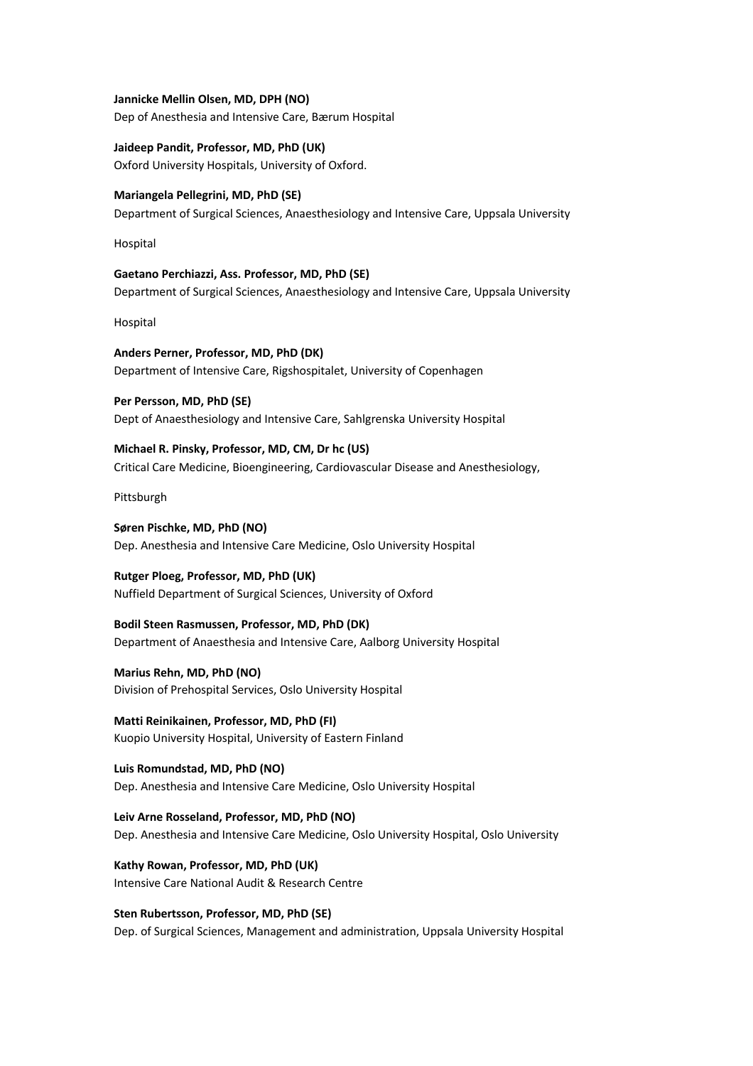**Jannicke Mellin Olsen, MD, DPH (NO)**
Dep of Anesthesia and Intensive Care, Bærum Hospital

**Jaideep Pandit, Professor, MD, PhD (UK)**
Oxford University Hospitals, University of Oxford.

**Mariangela Pellegrini, MD, PhD (SE)**
Department of Surgical Sciences, Anaesthesiology and Intensive Care, Uppsala University

Hospital

**Gaetano Perchiazzi, Ass. Professor, MD, PhD (SE)**
Department of Surgical Sciences, Anaesthesiology and Intensive Care, Uppsala University

Hospital

**Anders Perner, Professor, MD, PhD (DK)**
Department of Intensive Care, Rigshospitalet, University of Copenhagen

**Per Persson, MD, PhD (SE)**
Dept of Anaesthesiology and Intensive Care, Sahlgrenska University Hospital

**Michael R. Pinsky, Professor, MD, CM, Dr hc (US)**
Critical Care Medicine, Bioengineering, Cardiovascular Disease and Anesthesiology,

Pittsburgh

**Søren Pischke, MD, PhD (NO)**
Dep. Anesthesia and Intensive Care Medicine, Oslo University Hospital

**Rutger Ploeg, Professor, MD, PhD (UK)**
Nuffield Department of Surgical Sciences, University of Oxford

**Bodil Steen Rasmussen, Professor, MD, PhD (DK)**
Department of Anaesthesia and Intensive Care, Aalborg University Hospital

**Marius Rehn, MD, PhD (NO)**
Division of Prehospital Services, Oslo University Hospital

**Matti Reinikainen, Professor, MD, PhD (FI)**
Kuopio University Hospital, University of Eastern Finland

**Luis Romundstad, MD, PhD (NO)**
Dep. Anesthesia and Intensive Care Medicine, Oslo University Hospital

**Leiv Arne Rosseland, Professor, MD, PhD (NO)**
Dep. Anesthesia and Intensive Care Medicine, Oslo University Hospital, Oslo University

**Kathy Rowan, Professor, MD, PhD (UK)**
Intensive Care National Audit & Research Centre

**Sten Rubertsson, Professor, MD, PhD (SE)**
Dep. of Surgical Sciences, Management and administration, Uppsala University Hospital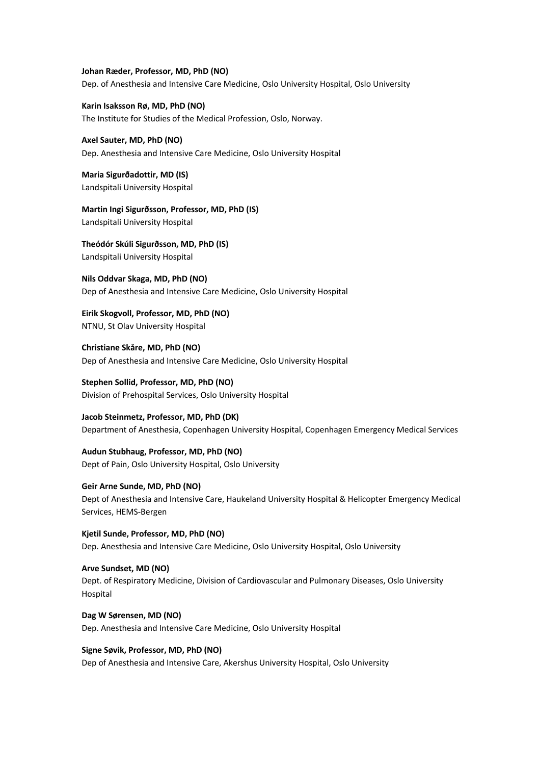**Johan Ræder, Professor, MD, PhD (NO)**
Dep. of Anesthesia and Intensive Care Medicine, Oslo University Hospital, Oslo University

**Karin Isaksson Rø, MD, PhD (NO)**
The Institute for Studies of the Medical Profession, Oslo, Norway.

**Axel Sauter, MD, PhD (NO)**
Dep. Anesthesia and Intensive Care Medicine, Oslo University Hospital

**Maria Sigurðadottir, MD (IS)**
Landspitali University Hospital

**Martin Ingi Sigurðsson, Professor, MD, PhD (IS)**
Landspitali University Hospital

**Theódór Skúli Sigurðsson, MD, PhD (IS)**
Landspitali University Hospital

**Nils Oddvar Skaga, MD, PhD (NO)**
Dep of Anesthesia and Intensive Care Medicine, Oslo University Hospital

**Eirik Skogvoll, Professor, MD, PhD (NO)**
NTNU, St Olav University Hospital

**Christiane Skåre, MD, PhD (NO)**
Dep of Anesthesia and Intensive Care Medicine, Oslo University Hospital

**Stephen Sollid, Professor, MD, PhD (NO)**
Division of Prehospital Services, Oslo University Hospital

**Jacob Steinmetz, Professor, MD, PhD (DK)**
Department of Anesthesia, Copenhagen University Hospital, Copenhagen Emergency Medical Services

**Audun Stubhaug, Professor, MD, PhD (NO)**
Dept of Pain, Oslo University Hospital, Oslo University

**Geir Arne Sunde, MD, PhD (NO)**
Dept of Anesthesia and Intensive Care, Haukeland University Hospital & Helicopter Emergency Medical Services, HEMS-Bergen

**Kjetil Sunde, Professor, MD, PhD (NO)**
Dep. Anesthesia and Intensive Care Medicine, Oslo University Hospital, Oslo University

**Arve Sundset, MD (NO)**
Dept. of Respiratory Medicine, Division of Cardiovascular and Pulmonary Diseases, Oslo University Hospital

**Dag W Sørensen, MD (NO)**
Dep. Anesthesia and Intensive Care Medicine, Oslo University Hospital

**Signe Søvik, Professor, MD, PhD (NO)**
Dep of Anesthesia and Intensive Care, Akershus University Hospital, Oslo University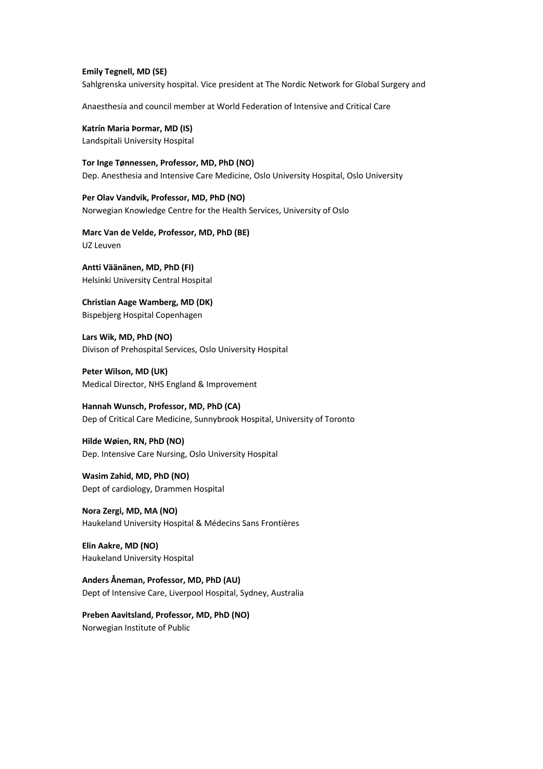**Emily Tegnell, MD (SE)**
Sahlgrenska university hospital. Vice president at The Nordic Network for Global Surgery and

Anaesthesia and council member at World Federation of Intensive and Critical Care

**Katrín Maria Þormar, MD (IS)**
Landspitali University Hospital

**Tor Inge Tønnessen, Professor, MD, PhD (NO)**
Dep. Anesthesia and Intensive Care Medicine, Oslo University Hospital, Oslo University

**Per Olav Vandvik, Professor, MD, PhD (NO)**
Norwegian Knowledge Centre for the Health Services, University of Oslo

**Marc Van de Velde, Professor, MD, PhD (BE)**
UZ Leuven

**Antti Väänänen, MD, PhD (FI)**
Helsinki University Central Hospital

**Christian Aage Wamberg, MD (DK)**
Bispebjerg Hospital Copenhagen

**Lars Wik, MD, PhD (NO)**
Divison of Prehospital Services, Oslo University Hospital

**Peter Wilson, MD (UK)**
Medical Director, NHS England & Improvement

**Hannah Wunsch, Professor, MD, PhD (CA)**
Dep of Critical Care Medicine, Sunnybrook Hospital, University of Toronto

**Hilde Wøien, RN, PhD (NO)**
Dep. Intensive Care Nursing, Oslo University Hospital

**Wasim Zahid, MD, PhD (NO)**
Dept of cardiology, Drammen Hospital

**Nora Zergi, MD, MA (NO)**
Haukeland University Hospital & Médecins Sans Frontières

**Elin Aakre, MD (NO)**
Haukeland University Hospital

**Anders Åneman, Professor, MD, PhD (AU)**
Dept of Intensive Care, Liverpool Hospital, Sydney, Australia

**Preben Aavitsland, Professor, MD, PhD (NO)**
Norwegian Institute of Public